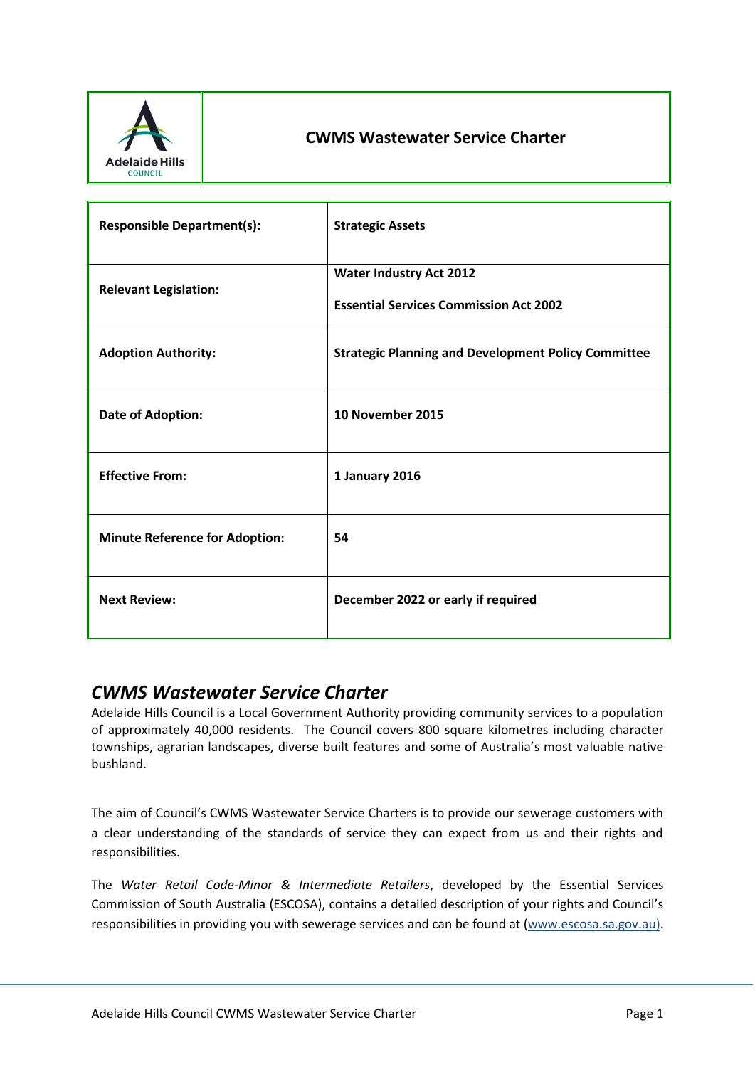# CWMS Wastewater Service Charter

| | |
|---|---|
| **Responsible Department(s):** | **Strategic Assets** |
| **Relevant Legislation:** | **Water Industry Act 2012**<br><br>**Essential Services Commission Act 2002** |
| **Adoption Authority:** | **Strategic Planning and Development Policy Committee** |
| **Date of Adoption:** | **10 November 2015** |
| **Effective From:** | **1 January 2016** |
| **Minute Reference for Adoption:** | **54** |
| **Next Review:** | **December 2022 or early if required** |

## *CWMS Wastewater Service Charter*

Adelaide Hills Council is a Local Government Authority providing community services to a population of approximately 40,000 residents. The Council covers 800 square kilometres including character townships, agrarian landscapes, diverse built features and some of Australia's most valuable native bushland.

The aim of Council's CWMS Wastewater Service Charters is to provide our sewerage customers with a clear understanding of the standards of service they can expect from us and their rights and responsibilities.

The *Water Retail Code-Minor & Intermediate Retailers*, developed by the Essential Services Commission of South Australia (ESCOSA), contains a detailed description of your rights and Council's responsibilities in providing you with sewerage services and can be found at (www.escosa.sa.gov.au).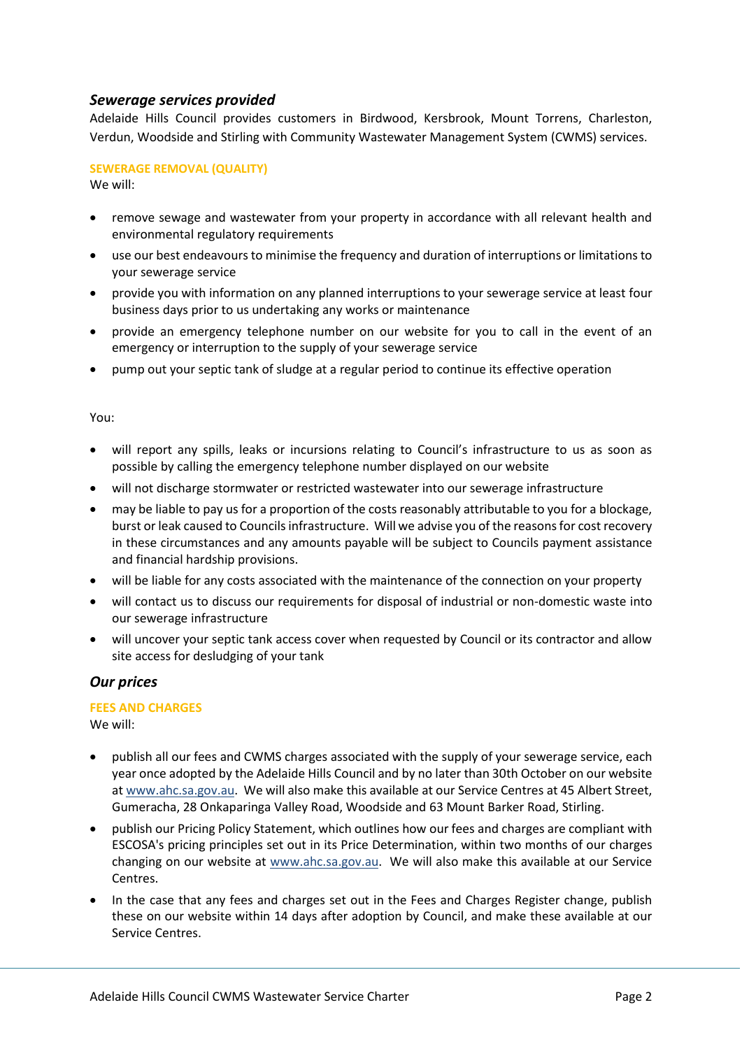### *Sewerage services provided*

Adelaide Hills Council provides customers in Birdwood, Kersbrook, Mount Torrens, Charleston, Verdun, Woodside and Stirling with Community Wastewater Management System (CWMS) services.

#### SEWERAGE REMOVAL (QUALITY)

We will:

- remove sewage and wastewater from your property in accordance with all relevant health and environmental regulatory requirements
- use our best endeavours to minimise the frequency and duration of interruptions or limitations to your sewerage service
- provide you with information on any planned interruptions to your sewerage service at least four business days prior to us undertaking any works or maintenance
- provide an emergency telephone number on our website for you to call in the event of an emergency or interruption to the supply of your sewerage service
- pump out your septic tank of sludge at a regular period to continue its effective operation

You:

- will report any spills, leaks or incursions relating to Council's infrastructure to us as soon as possible by calling the emergency telephone number displayed on our website
- will not discharge stormwater or restricted wastewater into our sewerage infrastructure
- may be liable to pay us for a proportion of the costs reasonably attributable to you for a blockage, burst or leak caused to Councils infrastructure. Will we advise you of the reasons for cost recovery in these circumstances and any amounts payable will be subject to Councils payment assistance and financial hardship provisions.
- will be liable for any costs associated with the maintenance of the connection on your property
- will contact us to discuss our requirements for disposal of industrial or non-domestic waste into our sewerage infrastructure
- will uncover your septic tank access cover when requested by Council or its contractor and allow site access for desludging of your tank

### *Our prices*

#### FEES AND CHARGES

We will:

- publish all our fees and CWMS charges associated with the supply of your sewerage service, each year once adopted by the Adelaide Hills Council and by no later than 30th October on our website at www.ahc.sa.gov.au. We will also make this available at our Service Centres at 45 Albert Street, Gumeracha, 28 Onkaparinga Valley Road, Woodside and 63 Mount Barker Road, Stirling.
- publish our Pricing Policy Statement, which outlines how our fees and charges are compliant with ESCOSA's pricing principles set out in its Price Determination, within two months of our charges changing on our website at www.ahc.sa.gov.au. We will also make this available at our Service Centres.
- In the case that any fees and charges set out in the Fees and Charges Register change, publish these on our website within 14 days after adoption by Council, and make these available at our Service Centres.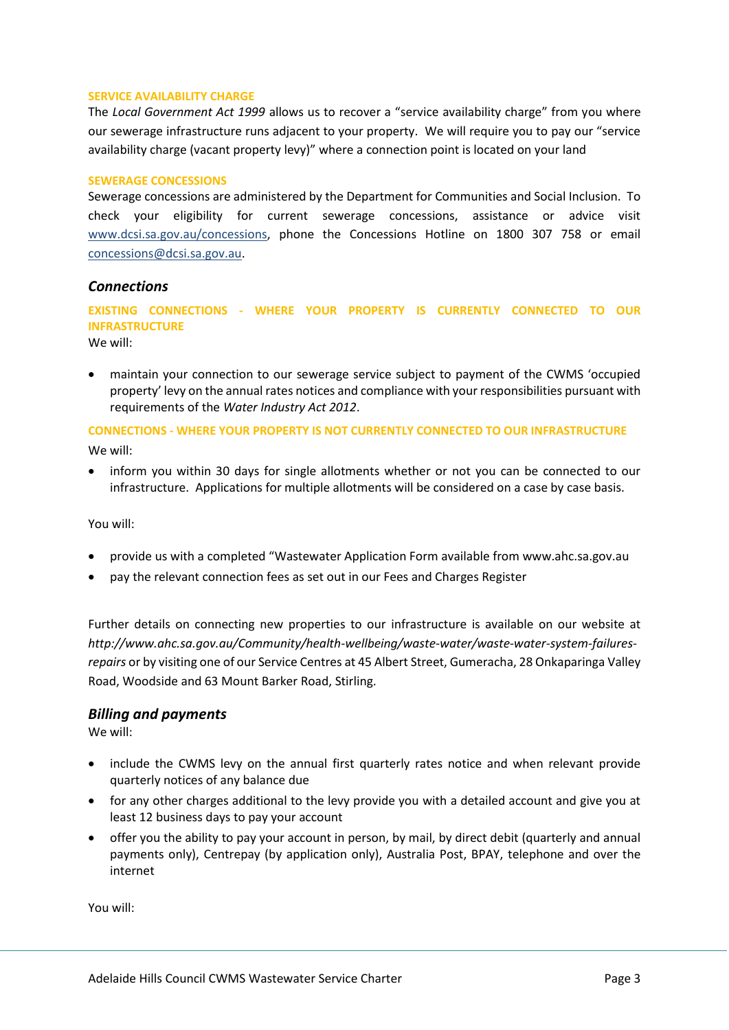#### SERVICE AVAILABILITY CHARGE

The *Local Government Act 1999* allows us to recover a "service availability charge" from you where our sewerage infrastructure runs adjacent to your property. We will require you to pay our "service availability charge (vacant property levy)" where a connection point is located on your land

#### SEWERAGE CONCESSIONS

Sewerage concessions are administered by the Department for Communities and Social Inclusion. To check your eligibility for current sewerage concessions, assistance or advice visit [www.dcsi.sa.gov.au/concessions](www.dcsi.sa.gov.au/concessions), phone the Concessions Hotline on 1800 307 758 or email [concessions@dcsi.sa.gov.au](mailto:concessions@dcsi.sa.gov.au).

### *Connections*

#### EXISTING CONNECTIONS - WHERE YOUR PROPERTY IS CURRENTLY CONNECTED TO OUR INFRASTRUCTURE

We will:

- maintain your connection to our sewerage service subject to payment of the CWMS 'occupied property' levy on the annual rates notices and compliance with your responsibilities pursuant with requirements of the *Water Industry Act 2012*.

#### CONNECTIONS - WHERE YOUR PROPERTY IS NOT CURRENTLY CONNECTED TO OUR INFRASTRUCTURE

We will:

- inform you within 30 days for single allotments whether or not you can be connected to our infrastructure. Applications for multiple allotments will be considered on a case by case basis.

You will:

- provide us with a completed "Wastewater Application Form available from www.ahc.sa.gov.au
- pay the relevant connection fees as set out in our Fees and Charges Register

Further details on connecting new properties to our infrastructure is available on our website at *http://www.ahc.sa.gov.au/Community/health-wellbeing/waste-water/waste-water-system-failures-repairs* or by visiting one of our Service Centres at 45 Albert Street, Gumeracha, 28 Onkaparinga Valley Road, Woodside and 63 Mount Barker Road, Stirling.

### *Billing and payments*

We will:

- include the CWMS levy on the annual first quarterly rates notice and when relevant provide quarterly notices of any balance due
- for any other charges additional to the levy provide you with a detailed account and give you at least 12 business days to pay your account
- offer you the ability to pay your account in person, by mail, by direct debit (quarterly and annual payments only), Centrepay (by application only), Australia Post, BPAY, telephone and over the internet

You will: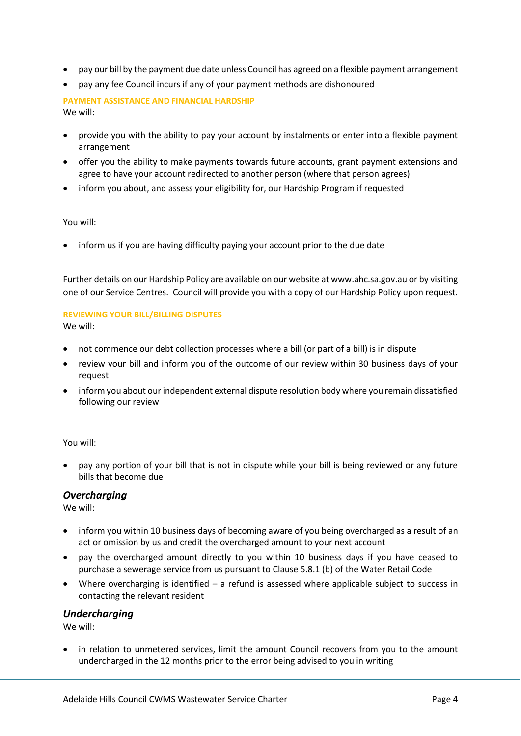- pay our bill by the payment due date unless Council has agreed on a flexible payment arrangement
- pay any fee Council incurs if any of your payment methods are dishonoured

### PAYMENT ASSISTANCE AND FINANCIAL HARDSHIP

We will:

- provide you with the ability to pay your account by instalments or enter into a flexible payment arrangement
- offer you the ability to make payments towards future accounts, grant payment extensions and agree to have your account redirected to another person (where that person agrees)
- inform you about, and assess your eligibility for, our Hardship Program if requested

You will:

- inform us if you are having difficulty paying your account prior to the due date

Further details on our Hardship Policy are available on our website at www.ahc.sa.gov.au or by visiting one of our Service Centres. Council will provide you with a copy of our Hardship Policy upon request.

### REVIEWING YOUR BILL/BILLING DISPUTES

We will:

- not commence our debt collection processes where a bill (or part of a bill) is in dispute
- review your bill and inform you of the outcome of our review within 30 business days of your request
- inform you about our independent external dispute resolution body where you remain dissatisfied following our review

You will:

- pay any portion of your bill that is not in dispute while your bill is being reviewed or any future bills that become due

## *Overcharging*

We will:

- inform you within 10 business days of becoming aware of you being overcharged as a result of an act or omission by us and credit the overcharged amount to your next account
- pay the overcharged amount directly to you within 10 business days if you have ceased to purchase a sewerage service from us pursuant to Clause 5.8.1 (b) of the Water Retail Code
- Where overcharging is identified – a refund is assessed where applicable subject to success in contacting the relevant resident

## *Undercharging*

We will:

- in relation to unmetered services, limit the amount Council recovers from you to the amount undercharged in the 12 months prior to the error being advised to you in writing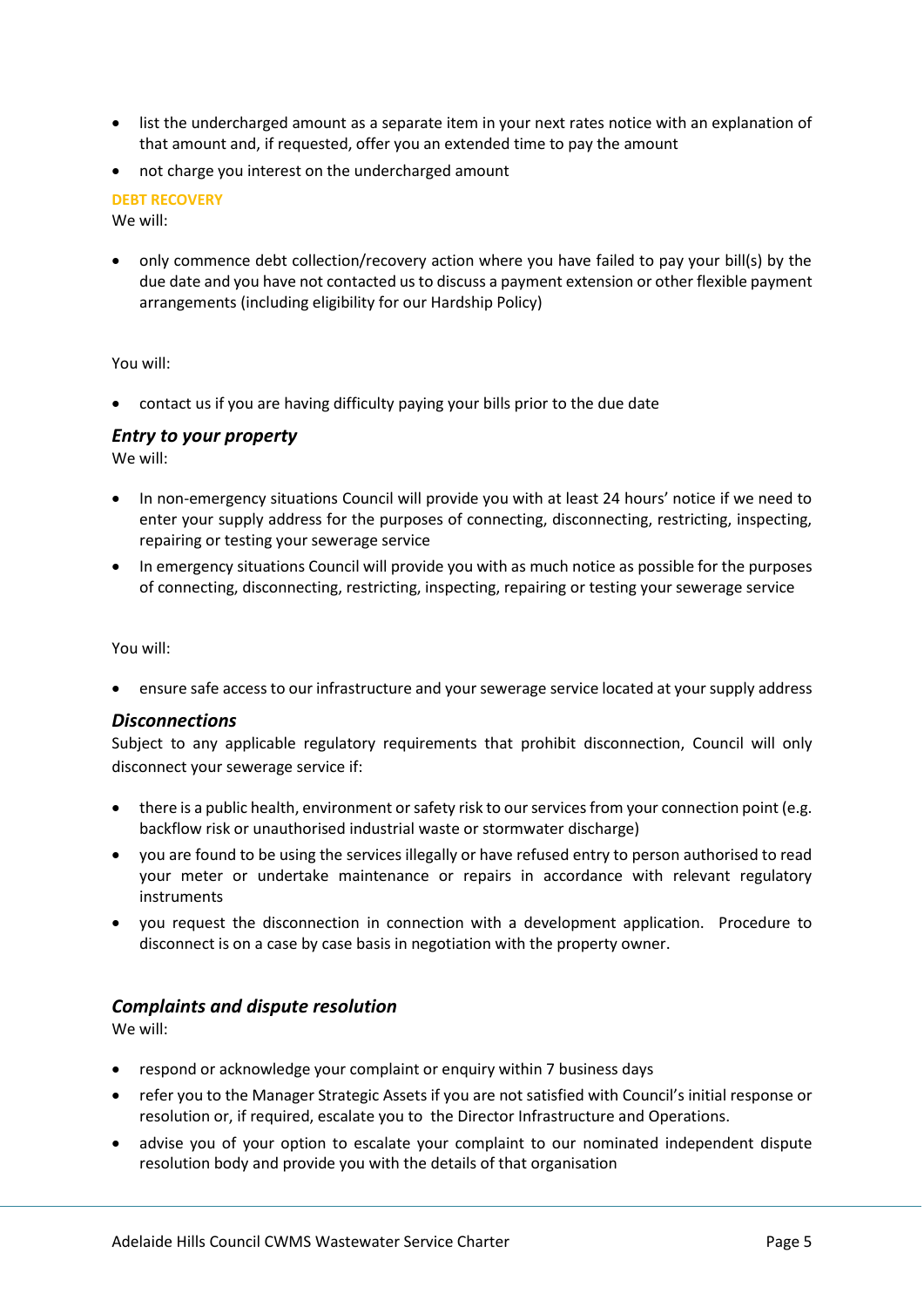- list the undercharged amount as a separate item in your next rates notice with an explanation of that amount and, if requested, offer you an extended time to pay the amount
- not charge you interest on the undercharged amount

**DEBT RECOVERY**

We will:

- only commence debt collection/recovery action where you have failed to pay your bill(s) by the due date and you have not contacted us to discuss a payment extension or other flexible payment arrangements (including eligibility for our Hardship Policy)

You will:

- contact us if you are having difficulty paying your bills prior to the due date

### *Entry to your property*

We will:

- In non-emergency situations Council will provide you with at least 24 hours' notice if we need to enter your supply address for the purposes of connecting, disconnecting, restricting, inspecting, repairing or testing your sewerage service
- In emergency situations Council will provide you with as much notice as possible for the purposes of connecting, disconnecting, restricting, inspecting, repairing or testing your sewerage service

You will:

- ensure safe access to our infrastructure and your sewerage service located at your supply address

### *Disconnections*

Subject to any applicable regulatory requirements that prohibit disconnection, Council will only disconnect your sewerage service if:

- there is a public health, environment or safety risk to our services from your connection point (e.g. backflow risk or unauthorised industrial waste or stormwater discharge)
- you are found to be using the services illegally or have refused entry to person authorised to read your meter or undertake maintenance or repairs in accordance with relevant regulatory instruments
- you request the disconnection in connection with a development application. Procedure to disconnect is on a case by case basis in negotiation with the property owner.

### *Complaints and dispute resolution*

We will:

- respond or acknowledge your complaint or enquiry within 7 business days
- refer you to the Manager Strategic Assets if you are not satisfied with Council's initial response or resolution or, if required, escalate you to the Director Infrastructure and Operations.
- advise you of your option to escalate your complaint to our nominated independent dispute resolution body and provide you with the details of that organisation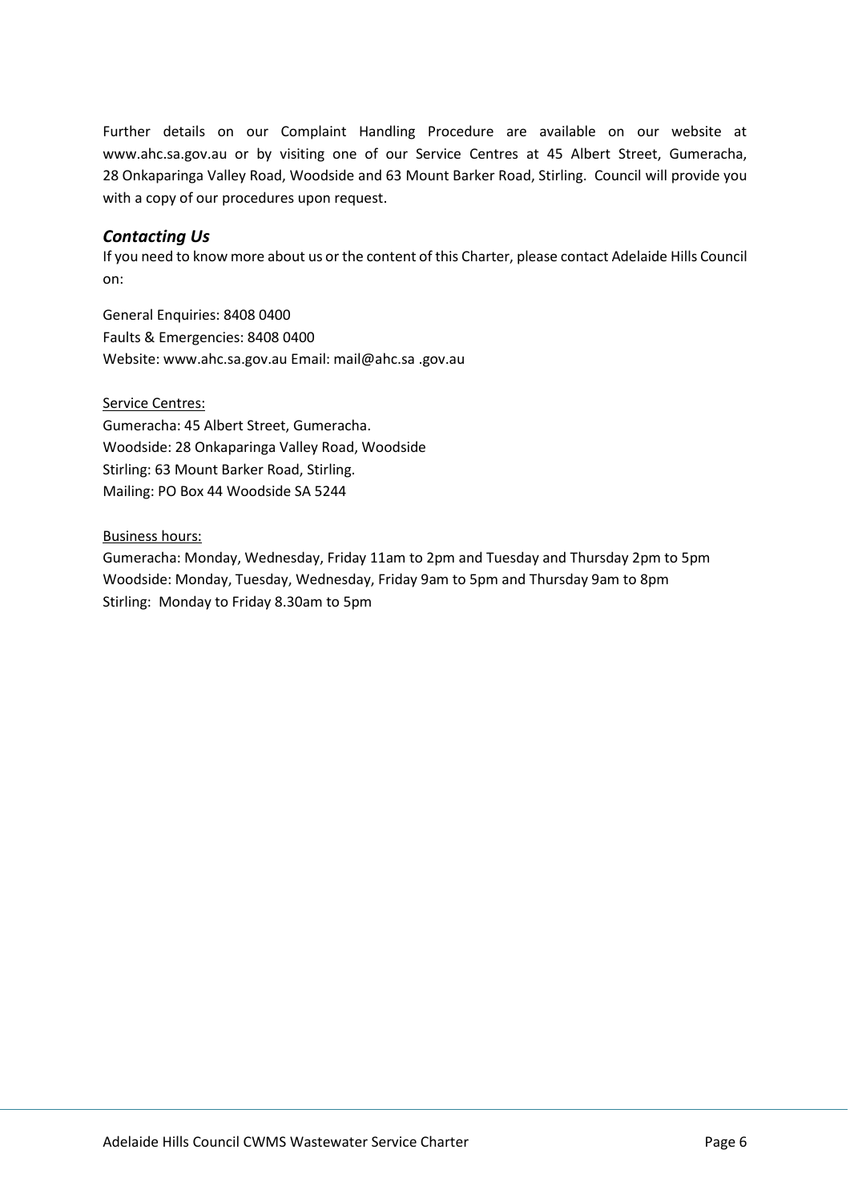Further details on our Complaint Handling Procedure are available on our website at www.ahc.sa.gov.au or by visiting one of our Service Centres at 45 Albert Street, Gumeracha, 28 Onkaparinga Valley Road, Woodside and 63 Mount Barker Road, Stirling. Council will provide you with a copy of our procedures upon request.

### *Contacting Us*

If you need to know more about us or the content of this Charter, please contact Adelaide Hills Council on:

General Enquiries: 8408 0400
Faults & Emergencies: 8408 0400
Website: www.ahc.sa.gov.au Email: mail@ahc.sa .gov.au

<u>Service Centres:</u>
Gumeracha: 45 Albert Street, Gumeracha.
Woodside: 28 Onkaparinga Valley Road, Woodside
Stirling: 63 Mount Barker Road, Stirling.
Mailing: PO Box 44 Woodside SA 5244

<u>Business hours:</u>
Gumeracha: Monday, Wednesday, Friday 11am to 2pm and Tuesday and Thursday 2pm to 5pm
Woodside: Monday, Tuesday, Wednesday, Friday 9am to 5pm and Thursday 9am to 8pm
Stirling: Monday to Friday 8.30am to 5pm